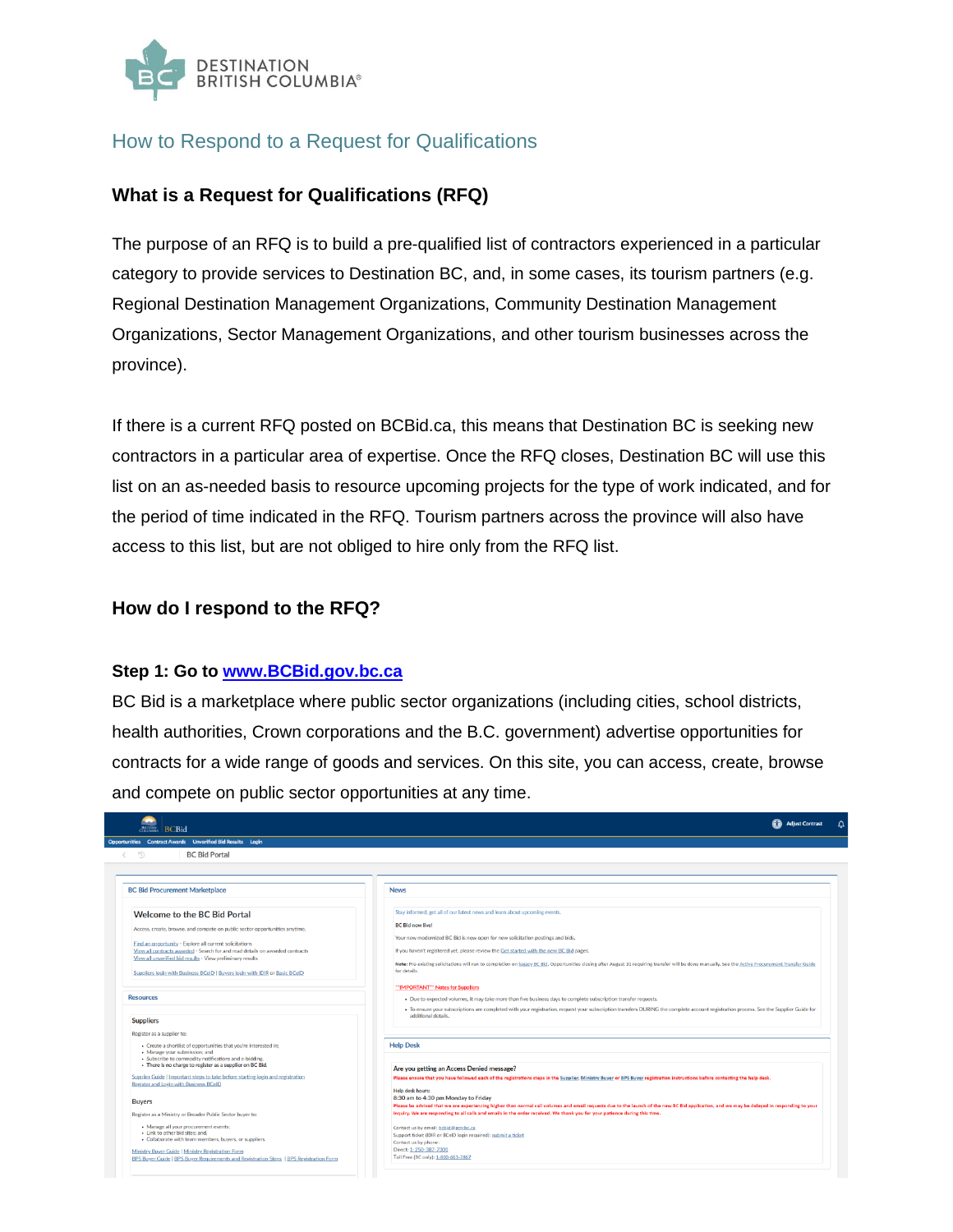DESTINATION BRITISH COLUMBIA®

# How to Respond to a Request for Qualifications

## What is a Request for Qualifications (RFQ)

The purpose of an RFQ is to build a pre-qualified list of contractors experienced in a particular category to provide services to Destination BC, and, in some cases, its tourism partners (e.g. Regional Destination Management Organizations, Community Destination Management Organizations, Sector Management Organizations, and other tourism businesses across the province).

If there is a current RFQ posted on BCBid.ca, this means that Destination BC is seeking new contractors in a particular area of expertise. Once the RFQ closes, Destination BC will use this list on an as-needed basis to resource upcoming projects for the type of work indicated, and for the period of time indicated in the RFQ. Tourism partners across the province will also have access to this list, but are not obliged to hire only from the RFQ list.

## How do I respond to the RFQ?

### Step 1: Go to [www.BCBid.gov.bc.ca](http://www.BCBid.gov.bc.ca)

BC Bid is a marketplace where public sector organizations (including cities, school districts, health authorities, Crown corporations and the B.C. government) advertise opportunities for contracts for a wide range of goods and services. On this site, you can access, create, browse and compete on public sector opportunities at any time.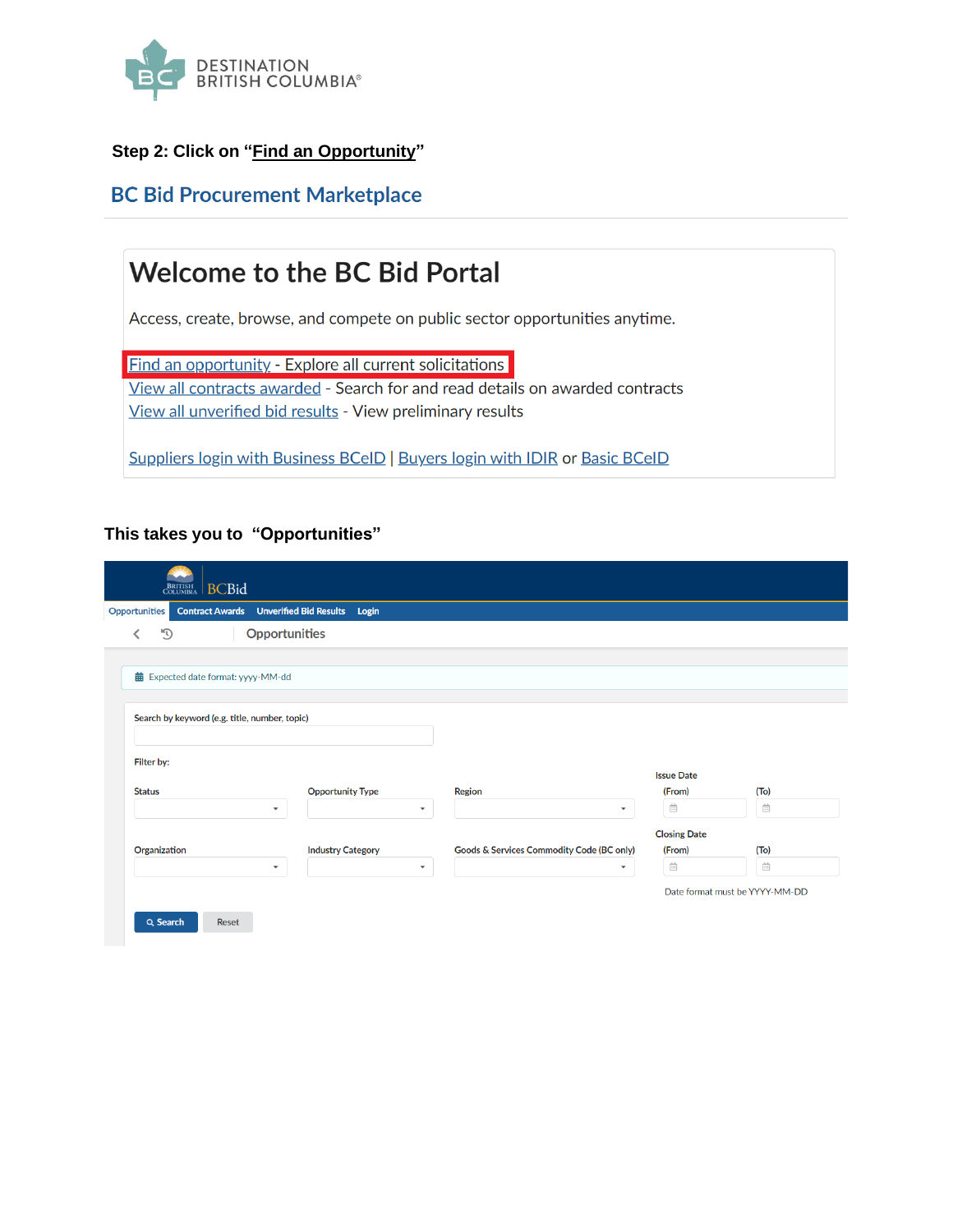**Step 2: Click on "Find an Opportunity"**

## BC Bid Procurement Marketplace

# Welcome to the BC Bid Portal

Access, create, browse, and compete on public sector opportunities anytime.

Find an opportunity - Explore all current solicitations
View all contracts awarded - Search for and read details on awarded contracts
View all unverified bid results - View preliminary results

Suppliers login with Business BCeID | Buyers login with IDIR or Basic BCeID

**This takes you to "Opportunities"**

BCBid

Opportunities | Contract Awards | Unverified Bid Results | Login

Opportunities

Expected date format: yyyy-MM-dd

Search by keyword (e.g. title, number, topic)

Filter by:

Status | Opportunity Type | Region | Issue Date (From) (To)

Organization | Industry Category | Goods & Services Commodity Code (BC only) | Closing Date (From) (To)

Date format must be YYYY-MM-DD

Search | Reset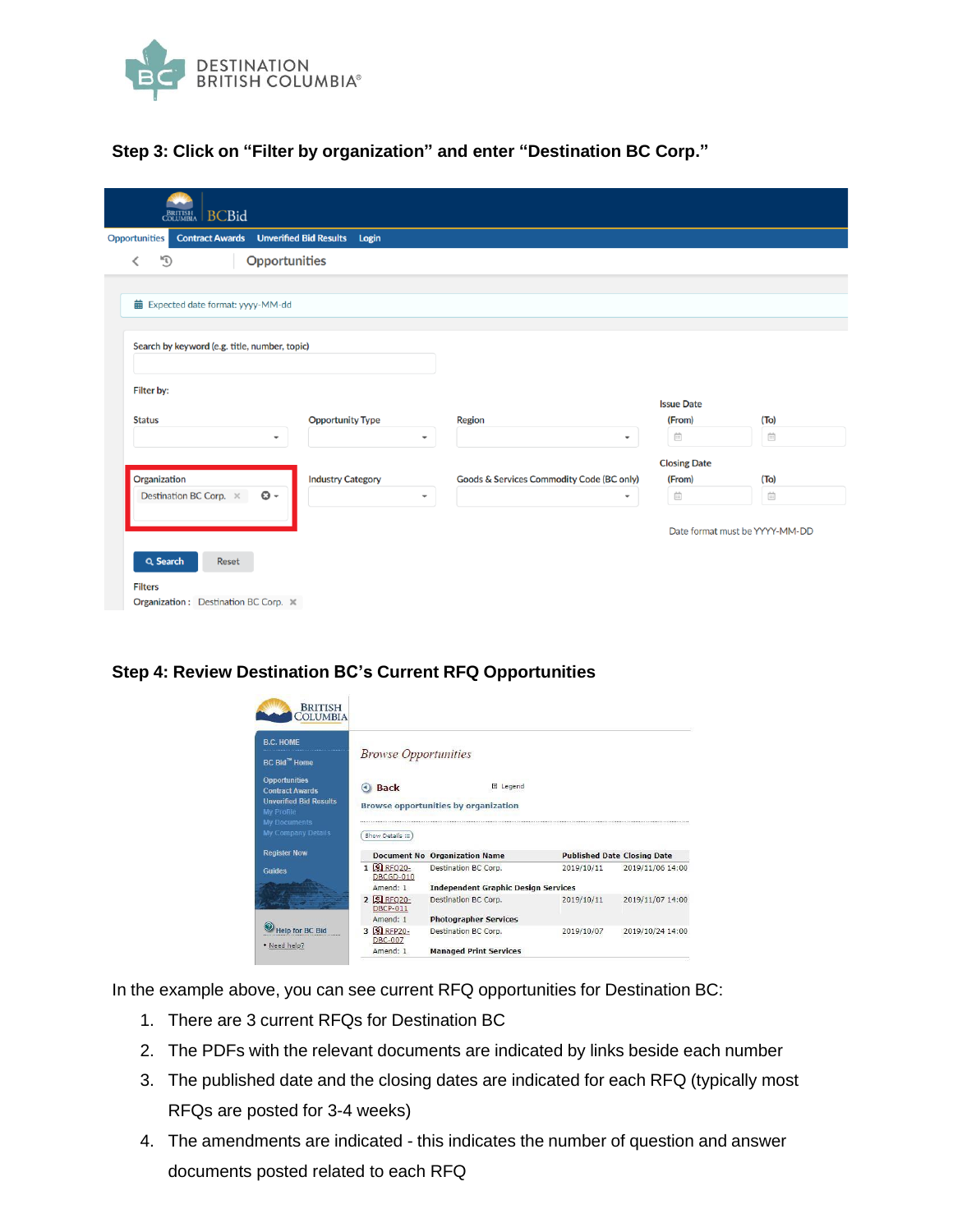## Step 3: Click on "Filter by organization" and enter "Destination BC Corp."

## Step 4: Review Destination BC's Current RFQ Opportunities

In the example above, you can see current RFQ opportunities for Destination BC:

1. There are 3 current RFQs for Destination BC
2. The PDFs with the relevant documents are indicated by links beside each number
3. The published date and the closing dates are indicated for each RFQ (typically most RFQs are posted for 3-4 weeks)
4. The amendments are indicated - this indicates the number of question and answer documents posted related to each RFQ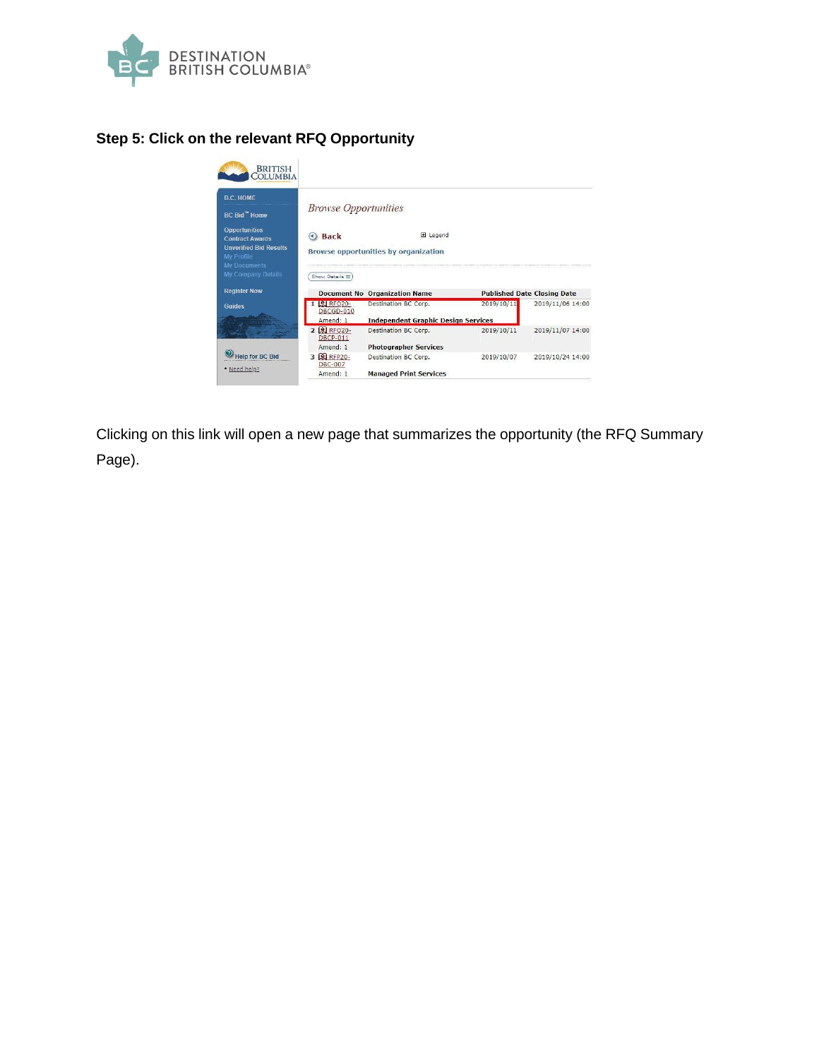### Step 5: Click on the relevant RFQ Opportunity

Clicking on this link will open a new page that summarizes the opportunity (the RFQ Summary Page).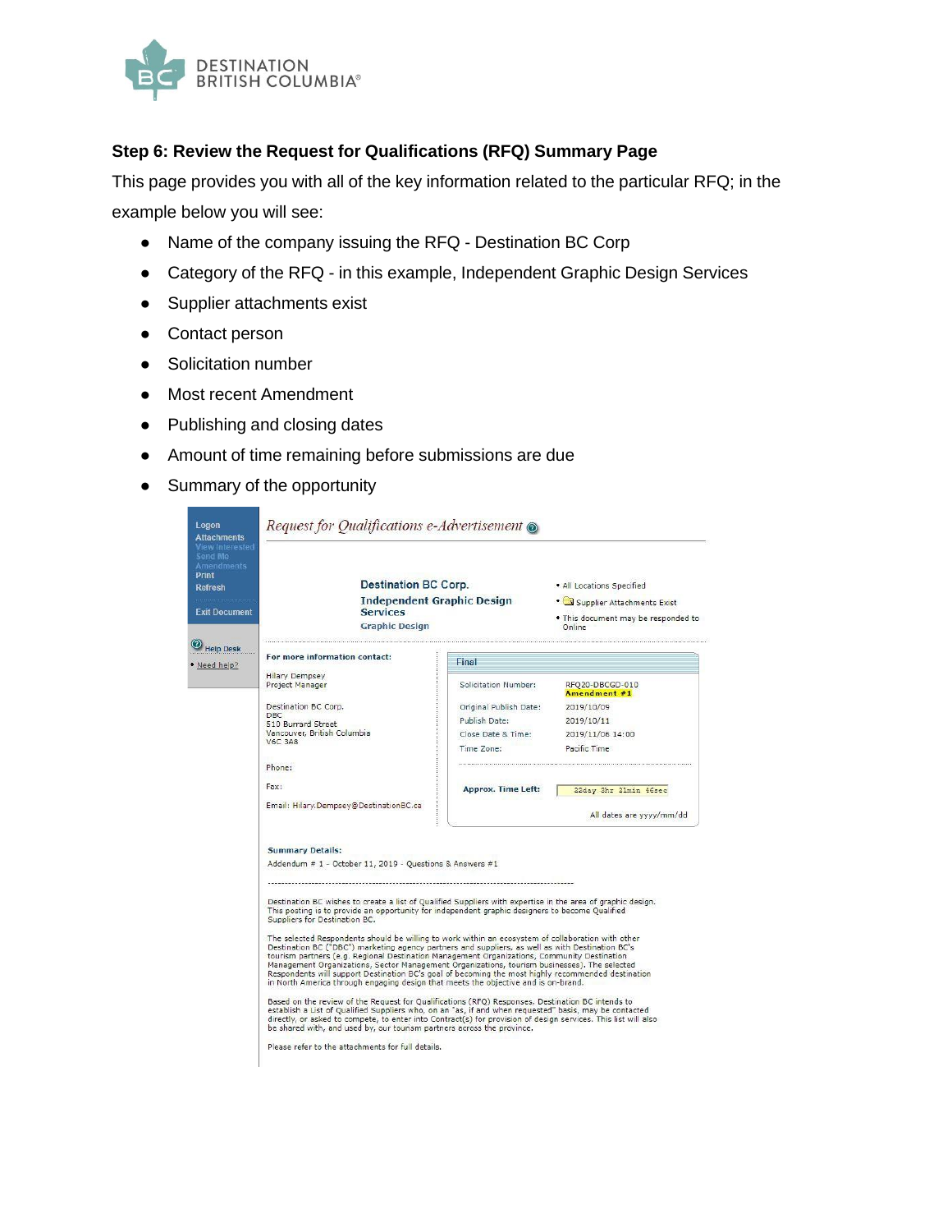### Step 6: Review the Request for Qualifications (RFQ) Summary Page

This page provides you with all of the key information related to the particular RFQ; in the example below you will see:

- Name of the company issuing the RFQ - Destination BC Corp
- Category of the RFQ - in this example, Independent Graphic Design Services
- Supplier attachments exist
- Contact person
- Solicitation number
- Most recent Amendment
- Publishing and closing dates
- Amount of time remaining before submissions are due
- Summary of the opportunity

Logon
Attachments
View Interested
Send Me
Amendments
Print
Refresh

Exit Document

Help Desk

- Need help?

*Request for Qualifications e-Advertisement*

**Destination BC Corp.**
**Independent Graphic Design Services**
**Graphic Design**

- All Locations Specified
- Supplier Attachments Exist
- This document may be responded to Online

**For more information contact:**

Hilary Dempsey
Project Manager

Destination BC Corp.
DBC
510 Burrard Street
Vancouver, British Columbia
V6C 3A8

Phone:

Fax:

Email: Hilary.Dempsey@DestinationBC.ca

Final

| | |
|---|---|
| Solicitation Number: | RFQ20-DBCGD-010 Amendment #1 |
| Original Publish Date: | 2019/10/09 |
| Publish Date: | 2019/10/11 |
| Close Date & Time: | 2019/11/06 14:00 |
| Time Zone: | Pacific Time |
| Approx. Time Left: | 22day 3hr 21min 46sec |

All dates are yyyy/mm/dd

**Summary Details:**

Addendum # 1 - October 11, 2019 - Questions & Answers #1

---

Destination BC wishes to create a list of Qualified Suppliers with expertise in the area of graphic design. This posting is to provide an opportunity for independent graphic designers to become Qualified Suppliers for Destination BC.

The selected Respondents should be willing to work within an ecosystem of collaboration with other Destination BC ("DBC") marketing agency partners and suppliers, as well as with Destination BC's tourism partners (e.g. Regional Destination Management Organizations, Community Destination Management Organizations, Sector Management Organizations, tourism businesses). The selected Respondents will support Destination BC's goal of becoming the most highly recommended destination in North America through engaging design that meets the objective and is on-brand.

Based on the review of the Request for Qualifications (RFQ) Responses, Destination BC intends to establish a List of Qualified Suppliers who, on an "as, if and when requested" basis, may be contacted directly, or asked to compete, to enter into Contract(s) for provision of design services. This list will also be shared with, and used by, our tourism partners across the province.

Please refer to the attachments for full details.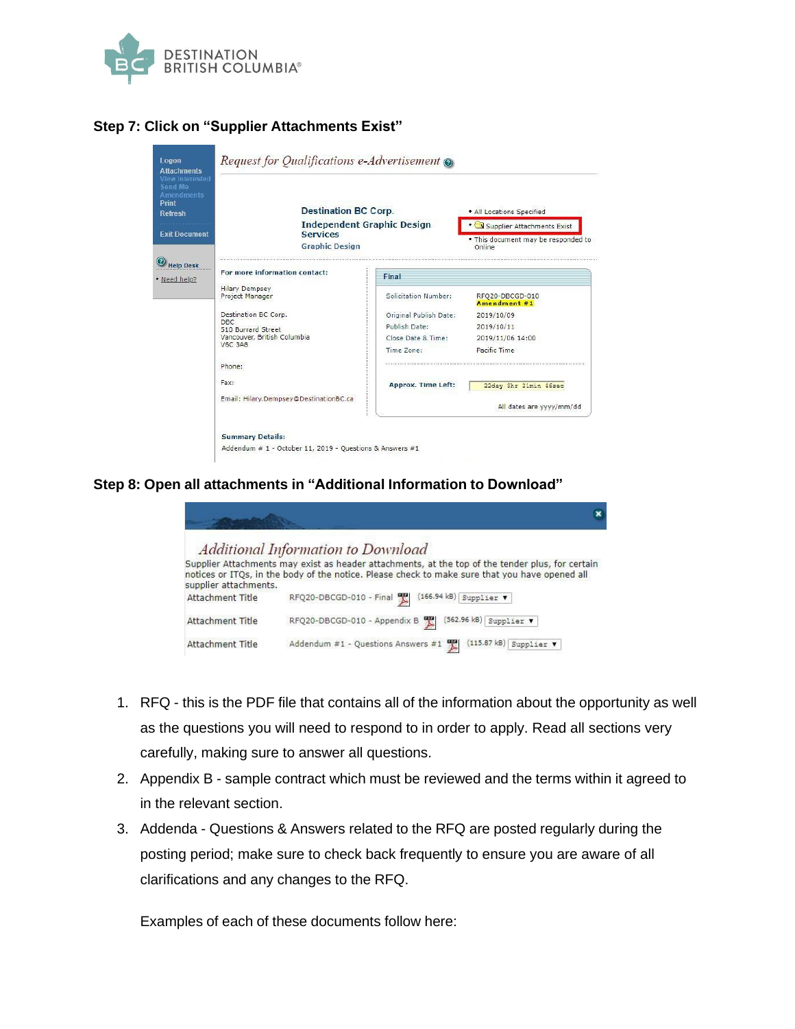## Step 7: Click on "Supplier Attachments Exist"

## Step 8: Open all attachments in "Additional Information to Download"

1. RFQ - this is the PDF file that contains all of the information about the opportunity as well as the questions you will need to respond to in order to apply. Read all sections very carefully, making sure to answer all questions.
2. Appendix B - sample contract which must be reviewed and the terms within it agreed to in the relevant section.
3. Addenda - Questions & Answers related to the RFQ are posted regularly during the posting period; make sure to check back frequently to ensure you are aware of all clarifications and any changes to the RFQ.

Examples of each of these documents follow here: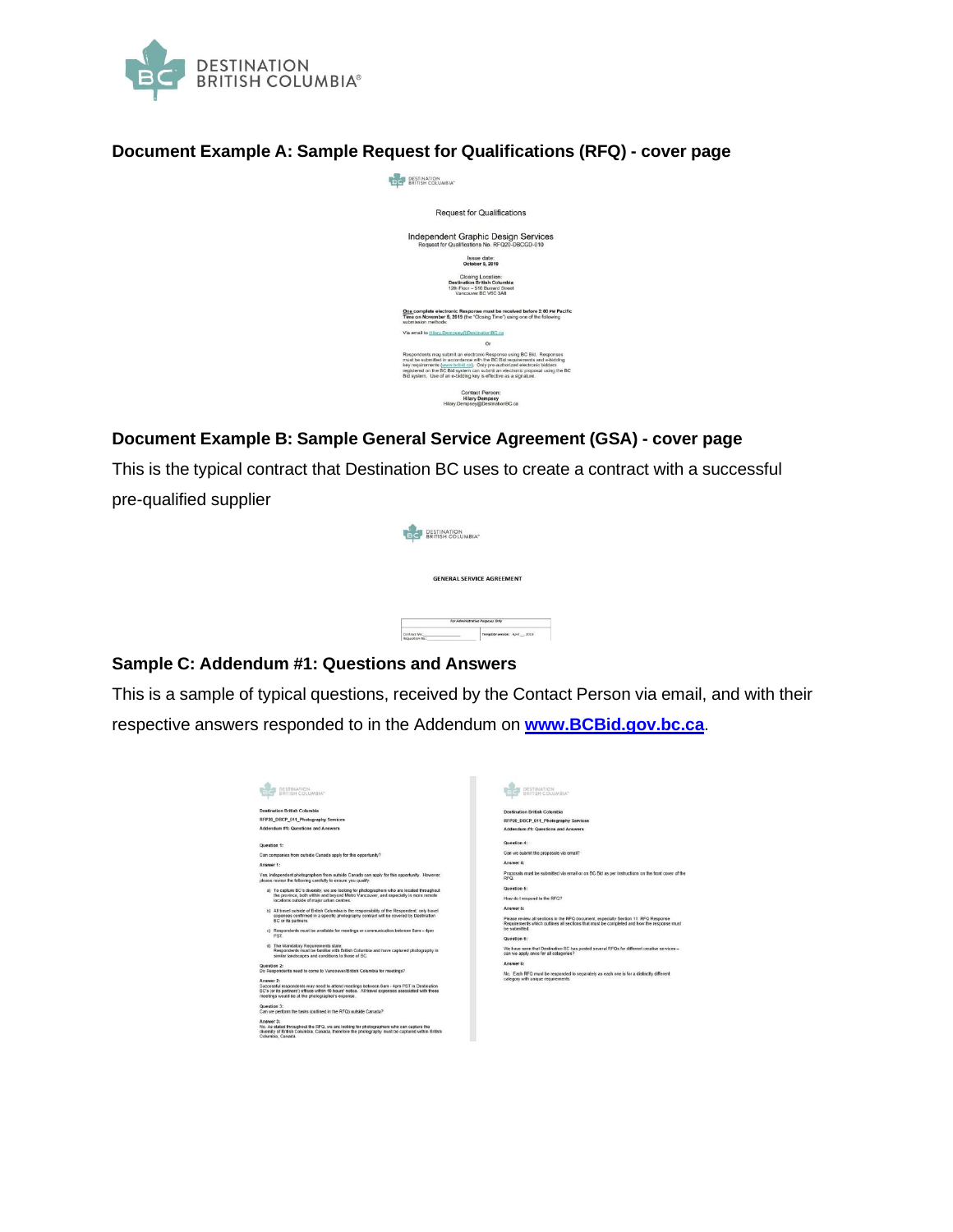## Document Example A: Sample Request for Qualifications (RFQ) - cover page

Request for Qualifications

Independent Graphic Design Services
Request for Qualifications No. RFQ20-DBCGD-010

Issue date:
October 9, 2019

Closing Location:
Destination British Columbia
12th Floor – 510 Burrard Street
Vancouver BC V6C 3A8

One complete electronic Response must be received before 2:00 PM Pacific Time on November 8, 2019 (the "Closing Time") using one of the following submission methods:

Via email to Hilary.Dempsey@DestinationBC.ca

Or

Respondents may submit an electronic Response using BC Bid. Responses must be submitted in accordance with the BC Bid requirements and e-bidding key requirements (www.bcbid.ca). Only pre-authorized electronic bidders registered on the BC Bid system can submit an electronic proposal using the BC Bid system. Use of an e-bidding key is effective as a signature.

Contact Person:
Hilary Dempsey
Hilary.Dempsey@DestinationBC.ca

## Document Example B: Sample General Service Agreement (GSA) - cover page

This is the typical contract that Destination BC uses to create a contract with a successful pre-qualified supplier

GENERAL SERVICE AGREEMENT

| For Administrative Purposes Only | |
|---|---|
| Contract No.: ______________ Requisition No.: ______________ | Template version: April __, 2019 |

## Sample C: Addendum #1: Questions and Answers

This is a sample of typical questions, received by the Contact Person via email, and with their respective answers responded to in the Addendum on **www.BCBid.gov.bc.ca**.

Destination British Columbia
RFP20_DBCP_011_Photography Services
Addendum #1: Questions and Answers

Question 1:
Can companies from outside Canada apply for this opportunity?

Answer 1:
Yes, independent photographers from outside Canada can apply for this opportunity. However, please review the following carefully to ensure you qualify:

a) To capture BC's diversity, we are looking for photographers who are located throughout the province, both within and beyond Metro Vancouver, and especially in more remote locations outside of major urban centres.

b) All travel outside of British Columbia is the responsibility of the Respondent; only travel expenses confirmed in a specific photography contract will be covered by Destination BC or its partners.

c) Respondents must be available for meetings or communication between 8am – 4pm PST.

d) The Mandatory Requirements state:
Respondents must be familiar with British Columbia and have captured photography in similar landscapes and conditions to those of BC.

Question 2:
Do Respondents need to come to Vancouver/British Columbia for meetings?

Answer 2:
Successful respondents may need to attend meetings between 8am - 4pm PST in Destination BC's (or its partners') offices within 48 hours' notice. All travel expenses associated with these meetings would be at the photographer's expense.

Question 3:
Can we perform the tasks (outlined in the RFQ) outside Canada?

Answer 3:
No. As stated throughout the RFQ, we are looking for photographers who can capture the diversity of British Columbia, Canada, therefore the photography must be captured within British Columbia, Canada.

Question 4:
Can we submit the proposals via email?

Answer 4:
Proposals must be submitted via email or on BC Bid as per instructions on the front cover of the RFQ.

Question 5:
How do I respond to the RFQ?

Answer 5:
Please review all sections in the RFQ document, especially Section 11: RFQ Response Requirements which outlines all sections that must be completed and how the response must be submitted.

Question 6:
We have seen that Destination BC has posted several RFQs for different creative services – can we apply once for all categories?

Answer 6:
No. Each RFQ must be responded to separately as each one is for a distinctly different category with unique requirements.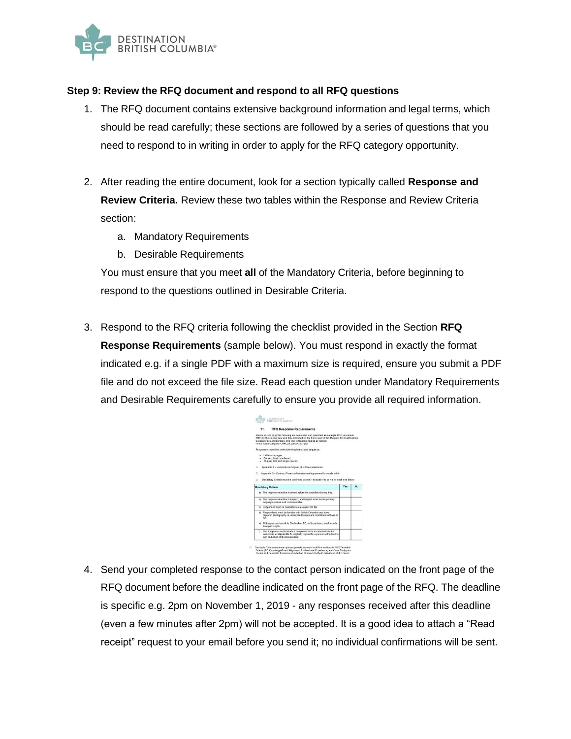### Step 9: Review the RFQ document and respond to all RFQ questions

1. The RFQ document contains extensive background information and legal terms, which should be read carefully; these sections are followed by a series of questions that you need to respond to in writing in order to apply for the RFQ category opportunity.

2. After reading the entire document, look for a section typically called **Response and Review Criteria.** Review these two tables within the Response and Review Criteria section:
   a. Mandatory Requirements
   b. Desirable Requirements

   You must ensure that you meet **all** of the Mandatory Criteria, before beginning to respond to the questions outlined in Desirable Criteria.

3. Respond to the RFQ criteria following the checklist provided in the Section **RFQ Response Requirements** (sample below). You must respond in exactly the format indicated e.g. if a single PDF with a maximum size is required, ensure you submit a PDF file and do not exceed the file size. Read each question under Mandatory Requirements and Desirable Requirements carefully to ensure you provide all required information.

4. Send your completed response to the contact person indicated on the front page of the RFQ document before the deadline indicated on the front page of the RFQ. The deadline is specific e.g. 2pm on November 1, 2019 - any responses received after this deadline (even a few minutes after 2pm) will not be accepted. It is a good idea to attach a "Read receipt" request to your email before you send it; no individual confirmations will be sent.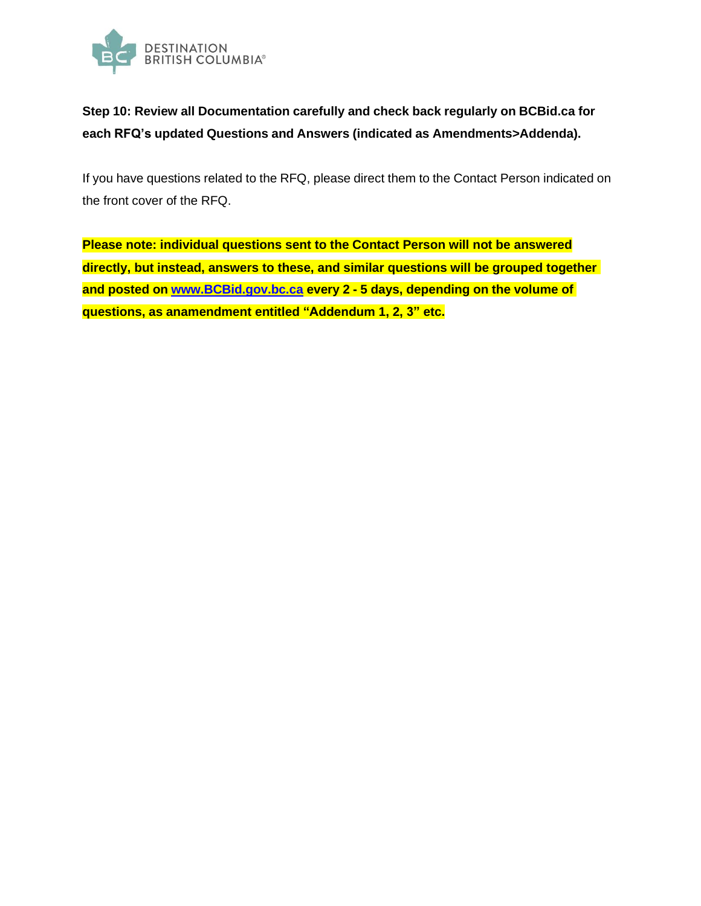**Step 10: Review all Documentation carefully and check back regularly on BCBid.ca for each RFQ's updated Questions and Answers (indicated as Amendments>Addenda).**

If you have questions related to the RFQ, please direct them to the Contact Person indicated on the front cover of the RFQ.

**Please note: individual questions sent to the Contact Person will not be answered directly, but instead, answers to these, and similar questions will be grouped together and posted on [www.BCBid.gov.bc.ca](http://www.BCBid.gov.bc.ca) every 2 - 5 days, depending on the volume of questions, as anamendment entitled "Addendum 1, 2, 3" etc.**